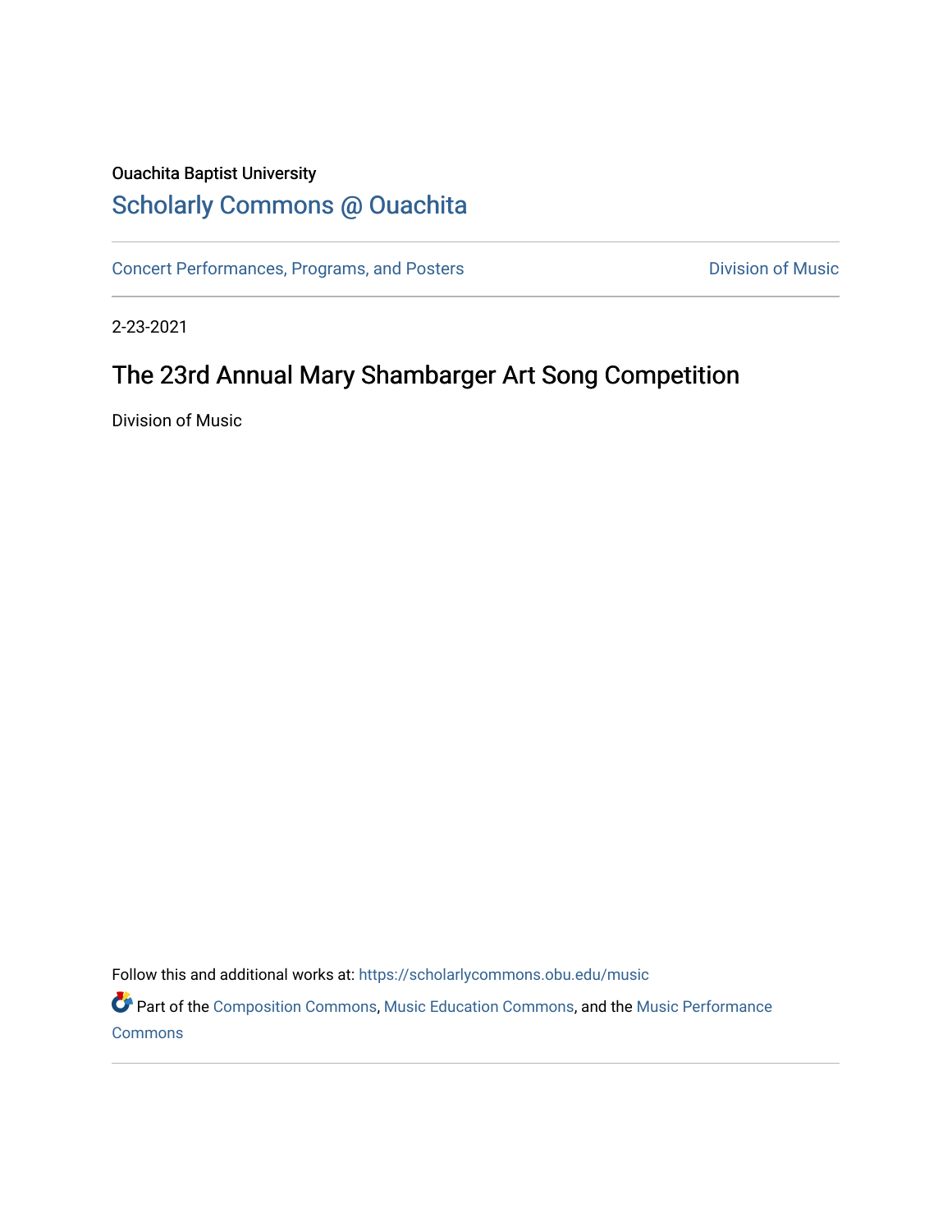Ouachita Baptist University

## Scholarly Commons @ Ouachita

Concert Performances, Programs, and Posters

Division of Music

2-23-2021

# The 23rd Annual Mary Shambarger Art Song Competition

Division of Music

Follow this and additional works at: https://scholarlycommons.obu.edu/music

Part of the Composition Commons, Music Education Commons, and the Music Performance Commons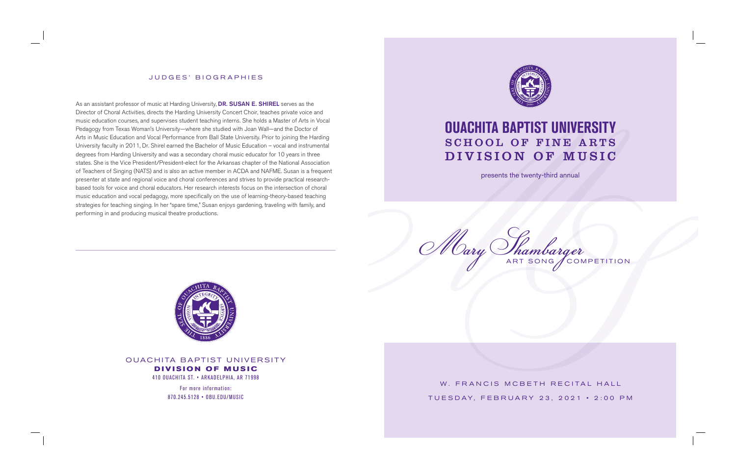## JUDGES' BIOGRAPHIES

As an assistant professor of music at Harding University, **DR. SUSAN E. SHIREL** serves as the Director of Choral Activities, directs the Harding University Concert Choir, teaches private voice and music education courses, and supervises student teaching interns. She holds a Master of Arts in Vocal Pedagogy from Texas Woman's University—where she studied with Joan Wall—and the Doctor of Arts in Music Education and Vocal Performance from Ball State University. Prior to joining the Harding University faculty in 2011, Dr. Shirel earned the Bachelor of Music Education – vocal and instrumental degrees from Harding University and was a secondary choral music educator for 10 years in three states. She is the Vice President/President-elect for the Arkansas chapter of the National Association of Teachers of Singing (NATS) and is also an active member in ACDA and NAFME. Susan is a frequent presenter at state and regional voice and choral conferences and strives to provide practical research-based tools for voice and choral educators. Her research interests focus on the intersection of choral music education and vocal pedagogy, more specifically on the use of learning-theory-based teaching strategies for teaching singing. In her "spare time," Susan enjoys gardening, traveling with family, and performing in and producing musical theatre productions.

---

OUACHITA BAPTIST UNIVERSITY
**DIVISION OF MUSIC**
410 OUACHITA ST. • ARKADELPHIA, AR 71998

For more information:
870.245.5128 • OBU.EDU/MUSIC

# OUACHITA BAPTIST UNIVERSITY
## SCHOOL OF FINE ARTS
## DIVISION OF MUSIC

presents the twenty-third annual

*Mary Shambarger*
ART SONG COMPETITION

W. FRANCIS MCBETH RECITAL HALL

TUESDAY, FEBRUARY 23, 2021 • 2:00 PM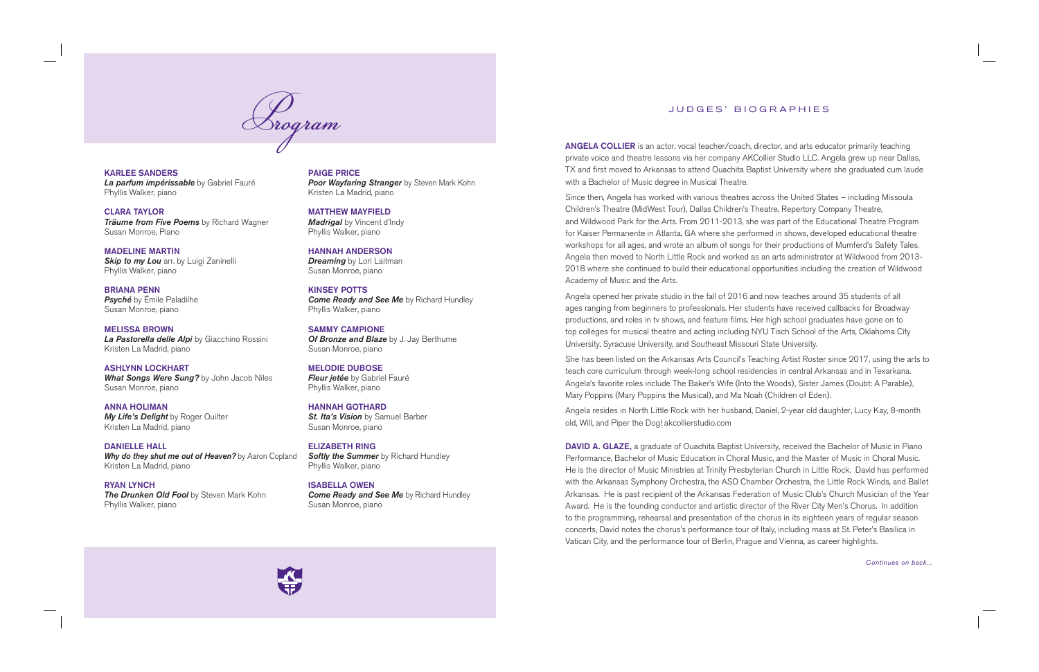# Program

**KARLEE SANDERS**
***La parfum impérissable*** by Gabriel Fauré
Phyllis Walker, piano

**CLARA TAYLOR**
***Träume from Five Poems*** by Richard Wagner
Susan Monroe, Piano

**MADELINE MARTIN**
***Skip to my Lou*** arr. by Luigi Zaninelli
Phyllis Walker, piano

**BRIANA PENN**
***Psyché*** by Émile Paladilhe
Susan Monroe, piano

**MELISSA BROWN**
***La Pastorella delle Alpi*** by Giacchino Rossini
Kristen La Madrid, piano

**ASHLYNN LOCKHART**
***What Songs Were Sung?*** by John Jacob Niles
Susan Monroe, piano

**ANNA HOLIMAN**
***My Life's Delight*** by Roger Quilter
Kristen La Madrid, piano

**DANIELLE HALL**
***Why do they shut me out of Heaven?*** by Aaron Copland
Kristen La Madrid, piano

**RYAN LYNCH**
***The Drunken Old Fool*** by Steven Mark Kohn
Phyllis Walker, piano

**PAIGE PRICE**
***Poor Wayfaring Stranger*** by Steven Mark Kohn
Kristen La Madrid, piano

**MATTHEW MAYFIELD**
***Madrigal*** by Vincent d'Indy
Phyllis Walker, piano

**HANNAH ANDERSON**
***Dreaming*** by Lori Laitman
Susan Monroe, piano

**KINSEY POTTS**
***Come Ready and See Me*** by Richard Hundley
Phyllis Walker, piano

**SAMMY CAMPIONE**
***Of Bronze and Blaze*** by J. Jay Berthume
Susan Monroe, piano

**MELODIE DUBOSE**
***Fleur jetée*** by Gabriel Fauré
Phyllis Walker, piano

**HANNAH GOTHARD**
***St. Ita's Vision*** by Samuel Barber
Susan Monroe, piano

**ELIZABETH RING**
***Softly the Summer*** by Richard Hundley
Phyllis Walker, piano

**ISABELLA OWEN**
***Come Ready and See Me*** by Richard Hundley
Susan Monroe, piano

## JUDGES' BIOGRAPHIES

**ANGELA COLLIER** is an actor, vocal teacher/coach, director, and arts educator primarily teaching private voice and theatre lessons via her company AKCollier Studio LLC. Angela grew up near Dallas, TX and first moved to Arkansas to attend Ouachita Baptist University where she graduated cum laude with a Bachelor of Music degree in Musical Theatre.

Since then, Angela has worked with various theatres across the United States – including Missoula Children's Theatre (MidWest Tour), Dallas Children's Theatre, Repertory Company Theatre, and Wildwood Park for the Arts. From 2011-2013, she was part of the Educational Theatre Program for Kaiser Permanente in Atlanta, GA where she performed in shows, developed educational theatre workshops for all ages, and wrote an album of songs for their productions of Mumford's Safety Tales. Angela then moved to North Little Rock and worked as an arts administrator at Wildwood from 2013-2018 where she continued to build their educational opportunities including the creation of Wildwood Academy of Music and the Arts.

Angela opened her private studio in the fall of 2016 and now teaches around 35 students of all ages ranging from beginners to professionals. Her students have received callbacks for Broadway productions, and roles in tv shows, and feature films. Her high school graduates have gone on to top colleges for musical theatre and acting including NYU Tisch School of the Arts, Oklahoma City University, Syracuse University, and Southeast Missouri State University.

She has been listed on the Arkansas Arts Council's Teaching Artist Roster since 2017, using the arts to teach core curriculum through week-long school residencies in central Arkansas and in Texarkana. Angela's favorite roles include The Baker's Wife (Into the Woods), Sister James (Doubt: A Parable), Mary Poppins (Mary Poppins the Musical), and Ma Noah (Children of Eden).

Angela resides in North Little Rock with her husband, Daniel, 2-year old daughter, Lucy Kay, 8-month old, Will, and Piper the Dog! akcollierstudio.com

**DAVID A. GLAZE,** a graduate of Ouachita Baptist University, received the Bachelor of Music in Piano Performance, Bachelor of Music Education in Choral Music, and the Master of Music in Choral Music. He is the director of Music Ministries at Trinity Presbyterian Church in Little Rock. David has performed with the Arkansas Symphony Orchestra, the ASO Chamber Orchestra, the Little Rock Winds, and Ballet Arkansas. He is past recipient of the Arkansas Federation of Music Club's Church Musician of the Year Award. He is the founding conductor and artistic director of the River City Men's Chorus. In addition to the programming, rehearsal and presentation of the chorus in its eighteen years of regular season concerts, David notes the chorus's performance tour of Italy, including mass at St. Peter's Basilica in Vatican City, and the performance tour of Berlin, Prague and Vienna, as career highlights.

*Continues on back...*